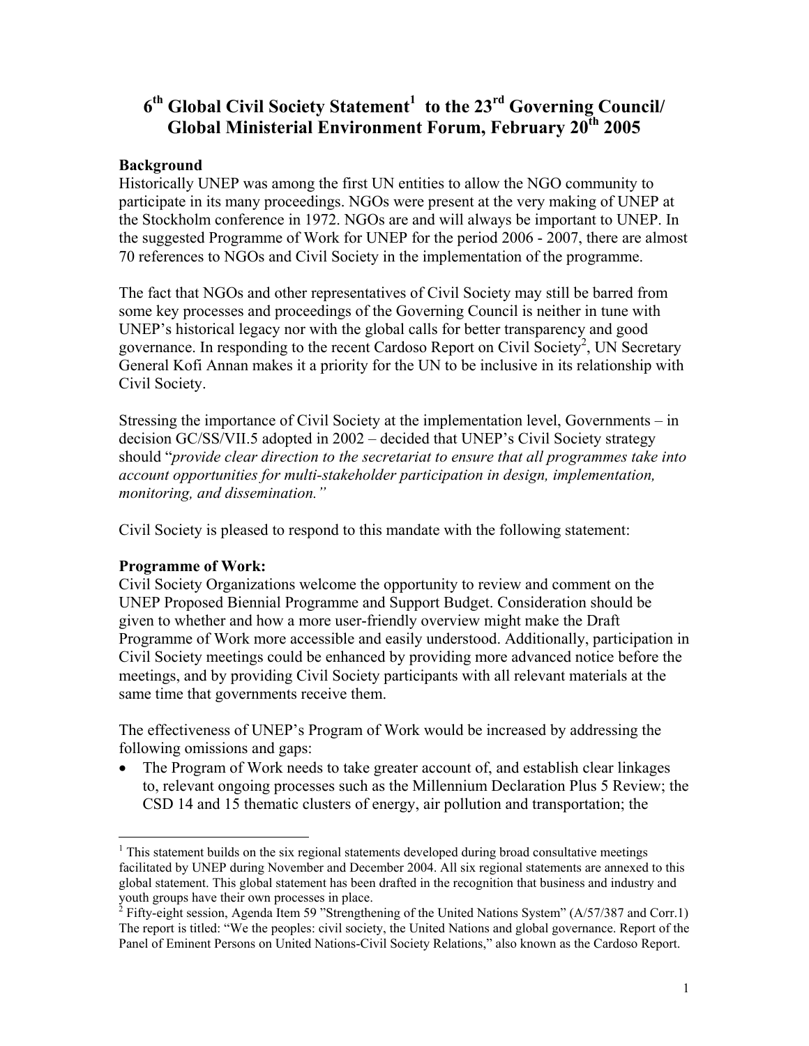# 6th Global Civil Society Statement[1] to the 23rd Governing Council/ Global Ministerial Environment Forum, February 20th 2005

**Background**

Historically UNEP was among the first UN entities to allow the NGO community to participate in its many proceedings. NGOs were present at the very making of UNEP at the Stockholm conference in 1972. NGOs are and will always be important to UNEP. In the suggested Programme of Work for UNEP for the period 2006 - 2007, there are almost 70 references to NGOs and Civil Society in the implementation of the programme.

The fact that NGOs and other representatives of Civil Society may still be barred from some key processes and proceedings of the Governing Council is neither in tune with UNEP's historical legacy nor with the global calls for better transparency and good governance. In responding to the recent Cardoso Report on Civil Society[2], UN Secretary General Kofi Annan makes it a priority for the UN to be inclusive in its relationship with Civil Society.

Stressing the importance of Civil Society at the implementation level, Governments – in decision GC/SS/VII.5 adopted in 2002 – decided that UNEP's Civil Society strategy should "*provide clear direction to the secretariat to ensure that all programmes take into account opportunities for multi-stakeholder participation in design, implementation, monitoring, and dissemination.*"

Civil Society is pleased to respond to this mandate with the following statement:

**Programme of Work:**

Civil Society Organizations welcome the opportunity to review and comment on the UNEP Proposed Biennial Programme and Support Budget. Consideration should be given to whether and how a more user-friendly overview might make the Draft Programme of Work more accessible and easily understood. Additionally, participation in Civil Society meetings could be enhanced by providing more advanced notice before the meetings, and by providing Civil Society participants with all relevant materials at the same time that governments receive them.

The effectiveness of UNEP's Program of Work would be increased by addressing the following omissions and gaps:

- The Program of Work needs to take greater account of, and establish clear linkages to, relevant ongoing processes such as the Millennium Declaration Plus 5 Review; the CSD 14 and 15 thematic clusters of energy, air pollution and transportation; the

---

[1] This statement builds on the six regional statements developed during broad consultative meetings facilitated by UNEP during November and December 2004. All six regional statements are annexed to this global statement. This global statement has been drafted in the recognition that business and industry and youth groups have their own processes in place.

[2] Fifty-eight session, Agenda Item 59 "Strengthening of the United Nations System" (A/57/387 and Corr.1) The report is titled: "We the peoples: civil society, the United Nations and global governance. Report of the Panel of Eminent Persons on United Nations-Civil Society Relations," also known as the Cardoso Report.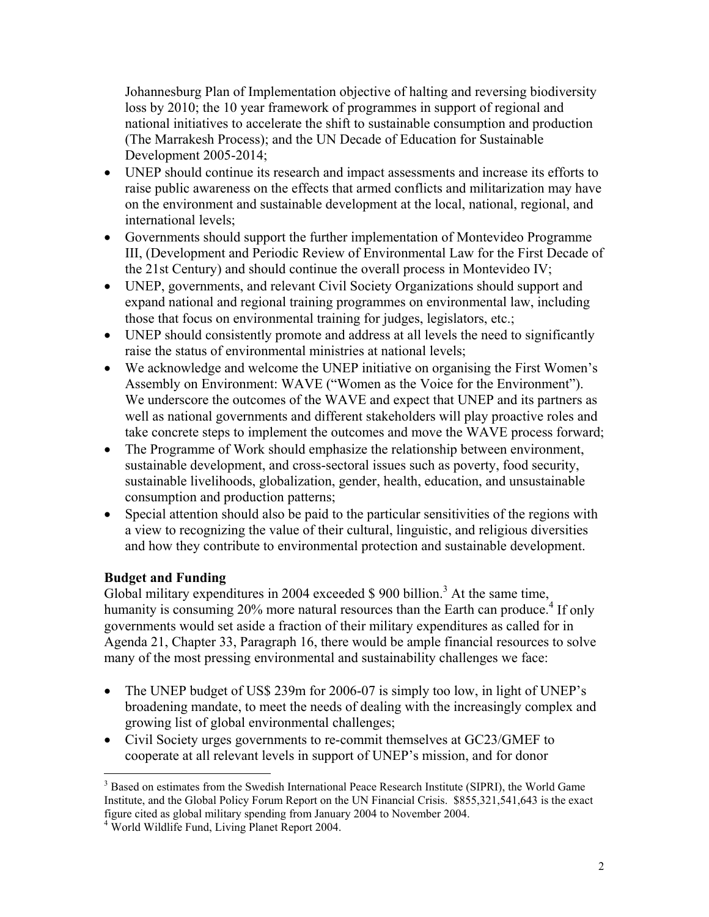Johannesburg Plan of Implementation objective of halting and reversing biodiversity loss by 2010; the 10 year framework of programmes in support of regional and national initiatives to accelerate the shift to sustainable consumption and production (The Marrakesh Process); and the UN Decade of Education for Sustainable Development 2005-2014;

- UNEP should continue its research and impact assessments and increase its efforts to raise public awareness on the effects that armed conflicts and militarization may have on the environment and sustainable development at the local, national, regional, and international levels;
- Governments should support the further implementation of Montevideo Programme III, (Development and Periodic Review of Environmental Law for the First Decade of the 21st Century) and should continue the overall process in Montevideo IV;
- UNEP, governments, and relevant Civil Society Organizations should support and expand national and regional training programmes on environmental law, including those that focus on environmental training for judges, legislators, etc.;
- UNEP should consistently promote and address at all levels the need to significantly raise the status of environmental ministries at national levels;
- We acknowledge and welcome the UNEP initiative on organising the First Women's Assembly on Environment: WAVE ("Women as the Voice for the Environment"). We underscore the outcomes of the WAVE and expect that UNEP and its partners as well as national governments and different stakeholders will play proactive roles and take concrete steps to implement the outcomes and move the WAVE process forward;
- The Programme of Work should emphasize the relationship between environment, sustainable development, and cross-sectoral issues such as poverty, food security, sustainable livelihoods, globalization, gender, health, education, and unsustainable consumption and production patterns;
- Special attention should also be paid to the particular sensitivities of the regions with a view to recognizing the value of their cultural, linguistic, and religious diversities and how they contribute to environmental protection and sustainable development.

**Budget and Funding**

Global military expenditures in 2004 exceeded $ 900 billion.[3] At the same time, humanity is consuming 20% more natural resources than the Earth can produce.[4] If only governments would set aside a fraction of their military expenditures as called for in Agenda 21, Chapter 33, Paragraph 16, there would be ample financial resources to solve many of the most pressing environmental and sustainability challenges we face:

- The UNEP budget of US$ 239m for 2006-07 is simply too low, in light of UNEP's broadening mandate, to meet the needs of dealing with the increasingly complex and growing list of global environmental challenges;
- Civil Society urges governments to re-commit themselves at GC23/GMEF to cooperate at all relevant levels in support of UNEP's mission, and for donor

[3] Based on estimates from the Swedish International Peace Research Institute (SIPRI), the World Game Institute, and the Global Policy Forum Report on the UN Financial Crisis. $855,321,541,643 is the exact figure cited as global military spending from January 2004 to November 2004.

[4] World Wildlife Fund, Living Planet Report 2004.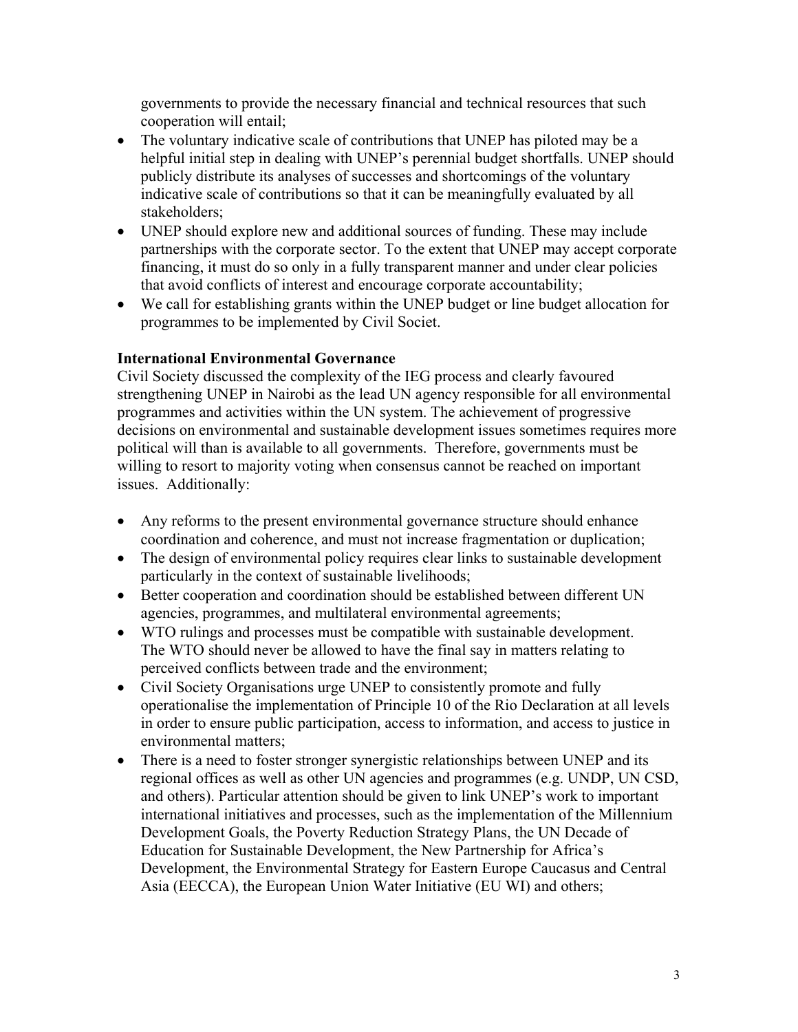governments to provide the necessary financial and technical resources that such cooperation will entail;

- The voluntary indicative scale of contributions that UNEP has piloted may be a helpful initial step in dealing with UNEP's perennial budget shortfalls. UNEP should publicly distribute its analyses of successes and shortcomings of the voluntary indicative scale of contributions so that it can be meaningfully evaluated by all stakeholders;
- UNEP should explore new and additional sources of funding. These may include partnerships with the corporate sector. To the extent that UNEP may accept corporate financing, it must do so only in a fully transparent manner and under clear policies that avoid conflicts of interest and encourage corporate accountability;
- We call for establishing grants within the UNEP budget or line budget allocation for programmes to be implemented by Civil Societ.

**International Environmental Governance**

Civil Society discussed the complexity of the IEG process and clearly favoured strengthening UNEP in Nairobi as the lead UN agency responsible for all environmental programmes and activities within the UN system. The achievement of progressive decisions on environmental and sustainable development issues sometimes requires more political will than is available to all governments. Therefore, governments must be willing to resort to majority voting when consensus cannot be reached on important issues. Additionally:

- Any reforms to the present environmental governance structure should enhance coordination and coherence, and must not increase fragmentation or duplication;
- The design of environmental policy requires clear links to sustainable development particularly in the context of sustainable livelihoods;
- Better cooperation and coordination should be established between different UN agencies, programmes, and multilateral environmental agreements;
- WTO rulings and processes must be compatible with sustainable development. The WTO should never be allowed to have the final say in matters relating to perceived conflicts between trade and the environment;
- Civil Society Organisations urge UNEP to consistently promote and fully operationalise the implementation of Principle 10 of the Rio Declaration at all levels in order to ensure public participation, access to information, and access to justice in environmental matters;
- There is a need to foster stronger synergistic relationships between UNEP and its regional offices as well as other UN agencies and programmes (e.g. UNDP, UN CSD, and others). Particular attention should be given to link UNEP's work to important international initiatives and processes, such as the implementation of the Millennium Development Goals, the Poverty Reduction Strategy Plans, the UN Decade of Education for Sustainable Development, the New Partnership for Africa's Development, the Environmental Strategy for Eastern Europe Caucasus and Central Asia (EECCA), the European Union Water Initiative (EU WI) and others;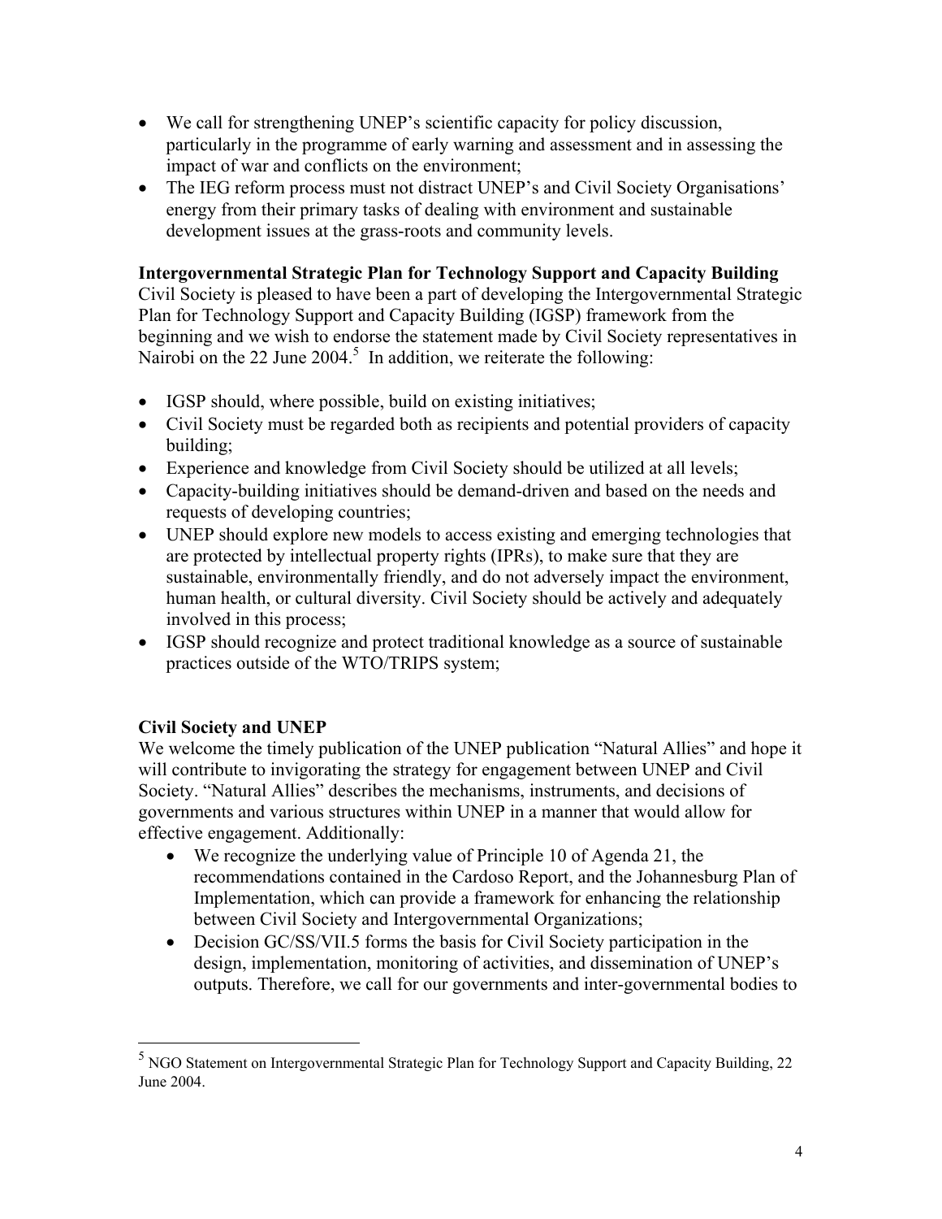- We call for strengthening UNEP's scientific capacity for policy discussion, particularly in the programme of early warning and assessment and in assessing the impact of war and conflicts on the environment;
- The IEG reform process must not distract UNEP's and Civil Society Organisations' energy from their primary tasks of dealing with environment and sustainable development issues at the grass-roots and community levels.

**Intergovernmental Strategic Plan for Technology Support and Capacity Building**

Civil Society is pleased to have been a part of developing the Intergovernmental Strategic Plan for Technology Support and Capacity Building (IGSP) framework from the beginning and we wish to endorse the statement made by Civil Society representatives in Nairobi on the 22 June 2004.[5] In addition, we reiterate the following:

- IGSP should, where possible, build on existing initiatives;
- Civil Society must be regarded both as recipients and potential providers of capacity building;
- Experience and knowledge from Civil Society should be utilized at all levels;
- Capacity-building initiatives should be demand-driven and based on the needs and requests of developing countries;
- UNEP should explore new models to access existing and emerging technologies that are protected by intellectual property rights (IPRs), to make sure that they are sustainable, environmentally friendly, and do not adversely impact the environment, human health, or cultural diversity. Civil Society should be actively and adequately involved in this process;
- IGSP should recognize and protect traditional knowledge as a source of sustainable practices outside of the WTO/TRIPS system;

**Civil Society and UNEP**

We welcome the timely publication of the UNEP publication "Natural Allies" and hope it will contribute to invigorating the strategy for engagement between UNEP and Civil Society. "Natural Allies" describes the mechanisms, instruments, and decisions of governments and various structures within UNEP in a manner that would allow for effective engagement. Additionally:

- We recognize the underlying value of Principle 10 of Agenda 21, the recommendations contained in the Cardoso Report, and the Johannesburg Plan of Implementation, which can provide a framework for enhancing the relationship between Civil Society and Intergovernmental Organizations;
- Decision GC/SS/VII.5 forms the basis for Civil Society participation in the design, implementation, monitoring of activities, and dissemination of UNEP's outputs. Therefore, we call for our governments and inter-governmental bodies to

[5] NGO Statement on Intergovernmental Strategic Plan for Technology Support and Capacity Building, 22 June 2004.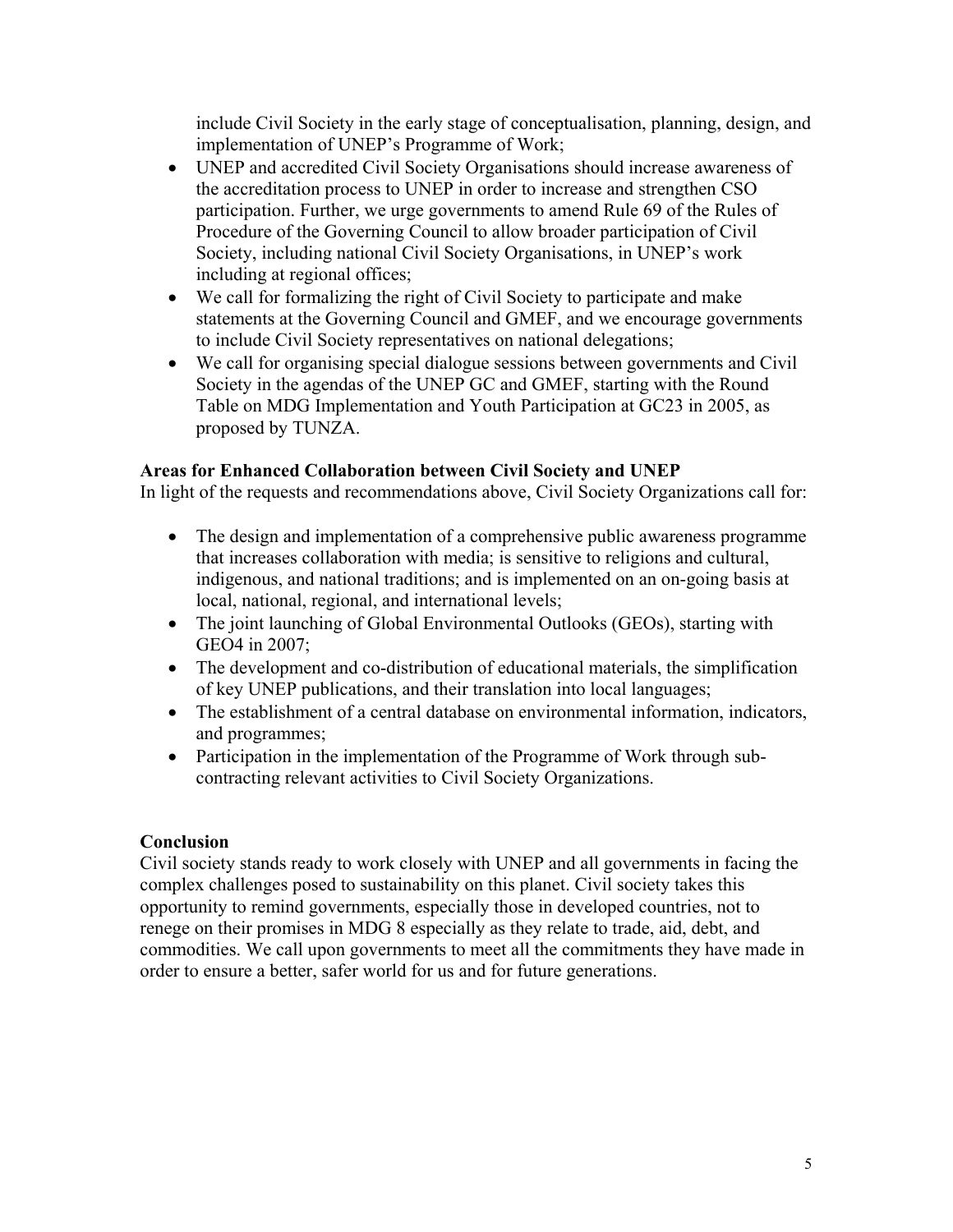include Civil Society in the early stage of conceptualisation, planning, design, and implementation of UNEP's Programme of Work;

- UNEP and accredited Civil Society Organisations should increase awareness of the accreditation process to UNEP in order to increase and strengthen CSO participation. Further, we urge governments to amend Rule 69 of the Rules of Procedure of the Governing Council to allow broader participation of Civil Society, including national Civil Society Organisations, in UNEP's work including at regional offices;
- We call for formalizing the right of Civil Society to participate and make statements at the Governing Council and GMEF, and we encourage governments to include Civil Society representatives on national delegations;
- We call for organising special dialogue sessions between governments and Civil Society in the agendas of the UNEP GC and GMEF, starting with the Round Table on MDG Implementation and Youth Participation at GC23 in 2005, as proposed by TUNZA.

**Areas for Enhanced Collaboration between Civil Society and UNEP**

In light of the requests and recommendations above, Civil Society Organizations call for:

- The design and implementation of a comprehensive public awareness programme that increases collaboration with media; is sensitive to religions and cultural, indigenous, and national traditions; and is implemented on an on-going basis at local, national, regional, and international levels;
- The joint launching of Global Environmental Outlooks (GEOs), starting with GEO4 in 2007;
- The development and co-distribution of educational materials, the simplification of key UNEP publications, and their translation into local languages;
- The establishment of a central database on environmental information, indicators, and programmes;
- Participation in the implementation of the Programme of Work through sub-contracting relevant activities to Civil Society Organizations.

**Conclusion**

Civil society stands ready to work closely with UNEP and all governments in facing the complex challenges posed to sustainability on this planet. Civil society takes this opportunity to remind governments, especially those in developed countries, not to renege on their promises in MDG 8 especially as they relate to trade, aid, debt, and commodities. We call upon governments to meet all the commitments they have made in order to ensure a better, safer world for us and for future generations.